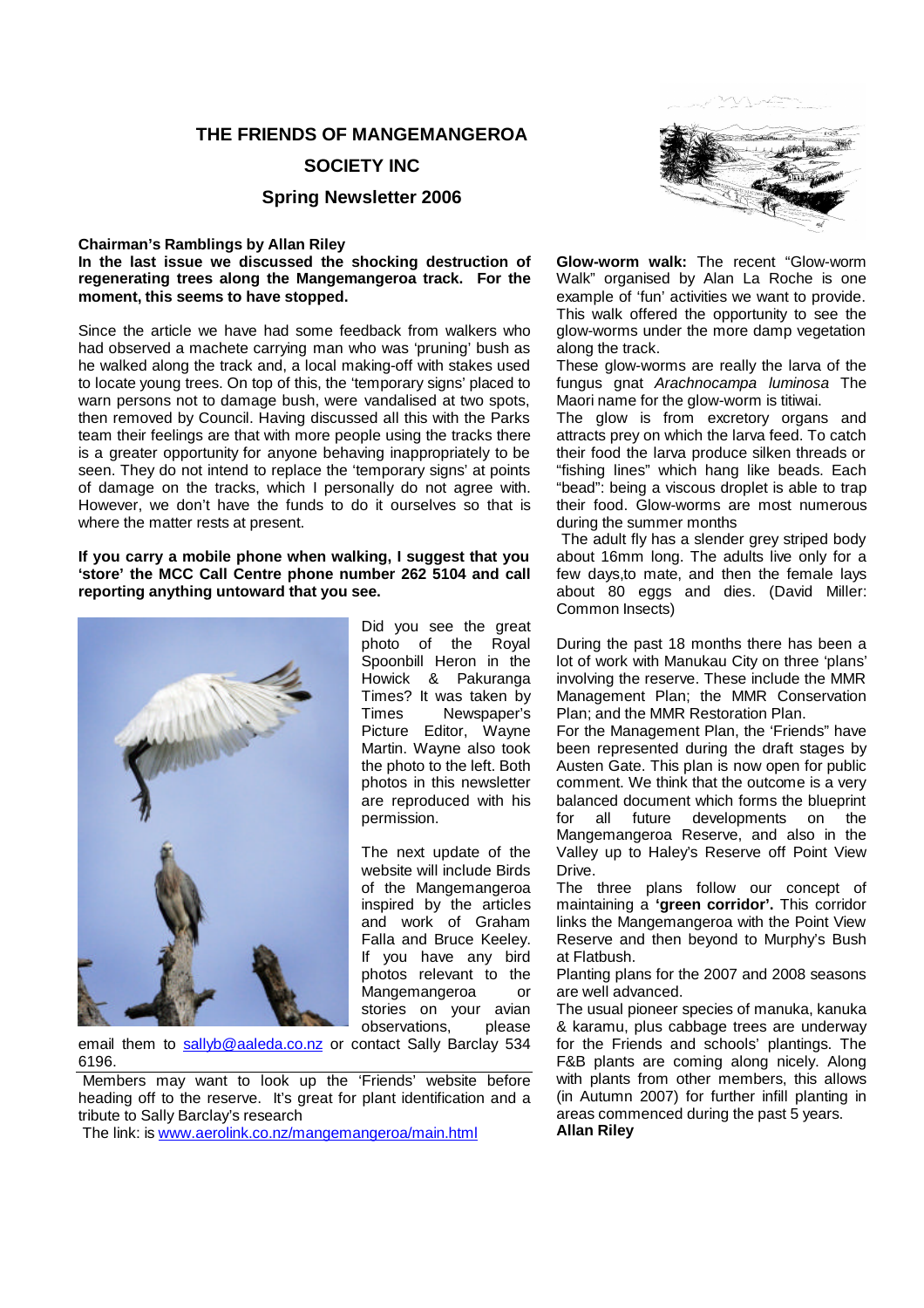# THE FRIENDS OF MANGEMANGEROA

## SOCIETY INC

## Spring Newsletter 2006

### Chairman's Ramblings by Allan Riley

**In the last issue we discussed the shocking destruction of regenerating trees along the Mangemangeroa track. For the moment, this seems to have stopped.**

Since the article we have had some feedback from walkers who had observed a machete carrying man who was 'pruning' bush as he walked along the track and, a local making-off with stakes used to locate young trees. On top of this, the 'temporary signs' placed to warn persons not to damage bush, were vandalised at two spots, then removed by Council. Having discussed all this with the Parks team their feelings are that with more people using the tracks there is a greater opportunity for anyone behaving inappropriately to be seen. They do not intend to replace the 'temporary signs' at points of damage on the tracks, which I personally do not agree with. However, we don't have the funds to do it ourselves so that is where the matter rests at present.

**If you carry a mobile phone when walking, I suggest that you 'store' the MCC Call Centre phone number 262 5104 and call reporting anything untoward that you see.**

Did you see the great photo of the Royal Spoonbill Heron in the Howick & Pakuranga Times? It was taken by Times Newspaper's Picture Editor, Wayne Martin. Wayne also took the photo to the left. Both photos in this newsletter are reproduced with his permission.

The next update of the website will include Birds of the Mangemangeroa inspired by the articles and work of Graham Falla and Bruce Keeley. If you have any bird photos relevant to the Mangemangeroa or stories on your avian observations, please email them to [sallyb@aaleda.co.nz](mailto:sallyb@aaleda.co.nz) or contact Sally Barclay 534 6196.

Members may want to look up the 'Friends' website before heading off to the reserve. It's great for plant identification and a tribute to Sally Barclay's research

The link: is [www.aerolink.co.nz/mangemangeroa/main.html](http://www.aerolink.co.nz/mangemangeroa/main.html)

**Glow-worm walk:** The recent "Glow-worm Walk" organised by Alan La Roche is one example of 'fun' activities we want to provide. This walk offered the opportunity to see the glow-worms under the more damp vegetation along the track.

These glow-worms are really the larva of the fungus gnat *Arachnocampa luminosa* The Maori name for the glow-worm is titiwai.

The glow is from excretory organs and attracts prey on which the larva feed. To catch their food the larva produce silken threads or "fishing lines" which hang like beads. Each "bead": being a viscous droplet is able to trap their food. Glow-worms are most numerous during the summer months

The adult fly has a slender grey striped body about 16mm long. The adults live only for a few days,to mate, and then the female lays about 80 eggs and dies. (David Miller: Common Insects)

During the past 18 months there has been a lot of work with Manukau City on three 'plans' involving the reserve. These include the MMR Management Plan; the MMR Conservation Plan; and the MMR Restoration Plan.

For the Management Plan, the 'Friends" have been represented during the draft stages by Austen Gate. This plan is now open for public comment. We think that the outcome is a very balanced document which forms the blueprint for all future developments on the Mangemangeroa Reserve, and also in the Valley up to Haley's Reserve off Point View Drive.

The three plans follow our concept of maintaining a **'green corridor'.** This corridor links the Mangemangeroa with the Point View Reserve and then beyond to Murphy's Bush at Flatbush.

Planting plans for the 2007 and 2008 seasons are well advanced.

The usual pioneer species of manuka, kanuka & karamu, plus cabbage trees are underway for the Friends and schools' plantings. The F&B plants are coming along nicely. Along with plants from other members, this allows (in Autumn 2007) for further infill planting in areas commenced during the past 5 years.

**Allan Riley**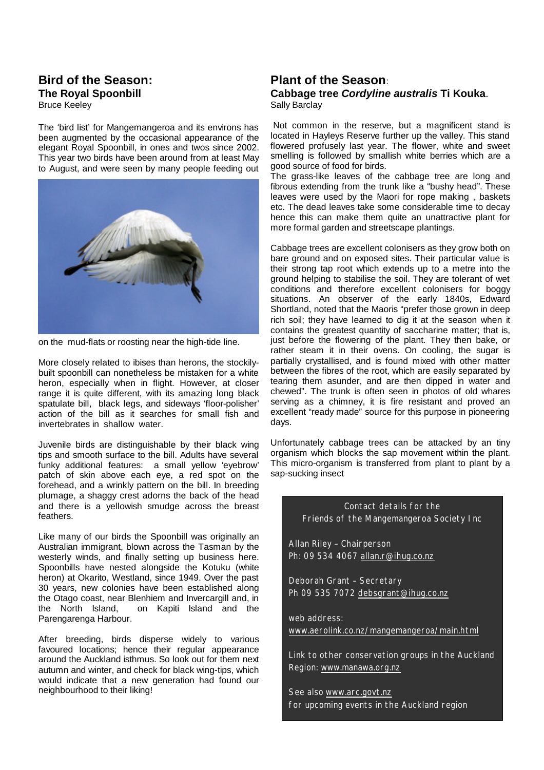## Bird of the Season:

### The Royal Spoonbill

Bruce Keeley

The 'bird list' for Mangemangeroa and its environs has been augmented by the occasional appearance of the elegant Royal Spoonbill, in ones and twos since 2002. This year two birds have been around from at least May to August, and were seen by many people feeding out on the mud-flats or roosting near the high-tide line.

More closely related to ibises than herons, the stockily-built spoonbill can nonetheless be mistaken for a white heron, especially when in flight. However, at closer range it is quite different, with its amazing long black spatulate bill, black legs, and sideways 'floor-polisher' action of the bill as it searches for small fish and invertebrates in shallow water.

Juvenile birds are distinguishable by their black wing tips and smooth surface to the bill. Adults have several funky additional features: a small yellow 'eyebrow' patch of skin above each eye, a red spot on the forehead, and a wrinkly pattern on the bill. In breeding plumage, a shaggy crest adorns the back of the head and there is a yellowish smudge across the breast feathers.

Like many of our birds the Spoonbill was originally an Australian immigrant, blown across the Tasman by the westerly winds, and finally setting up business here. Spoonbills have nested alongside the Kotuku (white heron) at Okarito, Westland, since 1949. Over the past 30 years, new colonies have been established along the Otago coast, near Blenheim and Invercargill and, in the North Island, on Kapiti Island and the Parengarenga Harbour.

After breeding, birds disperse widely to various favoured locations; hence their regular appearance around the Auckland isthmus. So look out for them next autumn and winter, and check for black wing-tips, which would indicate that a new generation had found our neighbourhood to their liking!

## Plant of the Season:

### Cabbage tree *Cordyline australis* Ti Kouka.

Sally Barclay

Not common in the reserve, but a magnificent stand is located in Hayleys Reserve further up the valley. This stand flowered profusely last year. The flower, white and sweet smelling is followed by smallish white berries which are a good source of food for birds.

The grass-like leaves of the cabbage tree are long and fibrous extending from the trunk like a "bushy head". These leaves were used by the Maori for rope making , baskets etc. The dead leaves take some considerable time to decay hence this can make them quite an unattractive plant for more formal garden and streetscape plantings.

Cabbage trees are excellent colonisers as they grow both on bare ground and on exposed sites. Their particular value is their strong tap root which extends up to a metre into the ground helping to stabilise the soil. They are tolerant of wet conditions and therefore excellent colonisers for boggy situations. An observer of the early 1840s, Edward Shortland, noted that the Maoris "prefer those grown in deep rich soil; they have learned to dig it at the season when it contains the greatest quantity of saccharine matter; that is, just before the flowering of the plant. They then bake, or rather steam it in their ovens. On cooling, the sugar is partially crystallised, and is found mixed with other matter between the fibres of the root, which are easily separated by tearing them asunder, and are then dipped in water and chewed". The trunk is often seen in photos of old whares serving as a chimney, it is fire resistant and proved an excellent "ready made" source for this purpose in pioneering days.

Unfortunately cabbage trees can be attacked by an tiny organism which blocks the sap movement within the plant. This micro-organism is transferred from plant to plant by a sap-sucking insect

Contact details for the Friends of the Mangemangeroa Society Inc

Allan Riley – Chairperson
Ph: 09 534 4067 allan.r@ihug.co.nz

Deborah Grant – Secretary
Ph 09 535 7072 debsgrant@ihug.co.nz

web address:
www.aerolink.co.nz/mangemangeroa/main.html

Link to other conservation groups in the Auckland Region: www.manawa.org.nz

See also www.arc.govt.nz for upcoming events in the Auckland region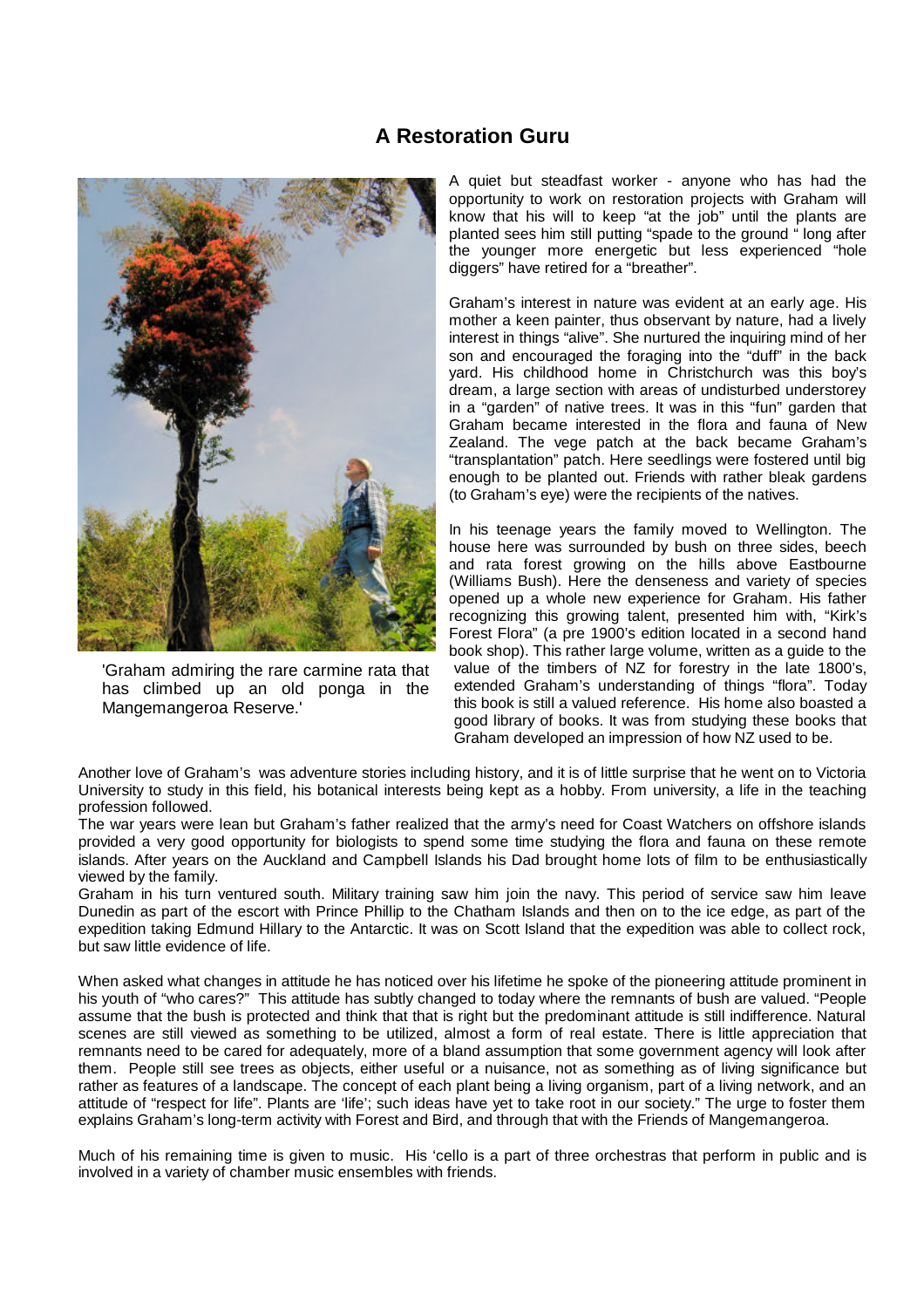# A Restoration Guru

'Graham admiring the rare carmine rata that has climbed up an old ponga in the Mangemangeroa Reserve.'

A quiet but steadfast worker - anyone who has had the opportunity to work on restoration projects with Graham will know that his will to keep "at the job" until the plants are planted sees him still putting "spade to the ground " long after the younger more energetic but less experienced "hole diggers" have retired for a "breather".

Graham's interest in nature was evident at an early age. His mother a keen painter, thus observant by nature, had a lively interest in things "alive". She nurtured the inquiring mind of her son and encouraged the foraging into the "duff" in the back yard. His childhood home in Christchurch was this boy's dream, a large section with areas of undisturbed understorey in a "garden" of native trees. It was in this "fun" garden that Graham became interested in the flora and fauna of New Zealand. The vege patch at the back became Graham's "transplantation" patch. Here seedlings were fostered until big enough to be planted out. Friends with rather bleak gardens (to Graham's eye) were the recipients of the natives.

In his teenage years the family moved to Wellington. The house here was surrounded by bush on three sides, beech and rata forest growing on the hills above Eastbourne (Williams Bush). Here the denseness and variety of species opened up a whole new experience for Graham. His father recognizing this growing talent, presented him with, "Kirk's Forest Flora" (a pre 1900's edition located in a second hand book shop). This rather large volume, written as a guide to the value of the timbers of NZ for forestry in the late 1800's, extended Graham's understanding of things "flora". Today this book is still a valued reference. His home also boasted a good library of books. It was from studying these books that Graham developed an impression of how NZ used to be.

Another love of Graham's was adventure stories including history, and it is of little surprise that he went on to Victoria University to study in this field, his botanical interests being kept as a hobby. From university, a life in the teaching profession followed.

The war years were lean but Graham's father realized that the army's need for Coast Watchers on offshore islands provided a very good opportunity for biologists to spend some time studying the flora and fauna on these remote islands. After years on the Auckland and Campbell Islands his Dad brought home lots of film to be enthusiastically viewed by the family.

Graham in his turn ventured south. Military training saw him join the navy. This period of service saw him leave Dunedin as part of the escort with Prince Phillip to the Chatham Islands and then on to the ice edge, as part of the expedition taking Edmund Hillary to the Antarctic. It was on Scott Island that the expedition was able to collect rock, but saw little evidence of life.

When asked what changes in attitude he has noticed over his lifetime he spoke of the pioneering attitude prominent in his youth of "who cares?" This attitude has subtly changed to today where the remnants of bush are valued. "People assume that the bush is protected and think that that is right but the predominant attitude is still indifference. Natural scenes are still viewed as something to be utilized, almost a form of real estate. There is little appreciation that remnants need to be cared for adequately, more of a bland assumption that some government agency will look after them. People still see trees as objects, either useful or a nuisance, not as something as of living significance but rather as features of a landscape. The concept of each plant being a living organism, part of a living network, and an attitude of "respect for life". Plants are 'life'; such ideas have yet to take root in our society." The urge to foster them explains Graham's long-term activity with Forest and Bird, and through that with the Friends of Mangemangeroa.

Much of his remaining time is given to music. His 'cello is a part of three orchestras that perform in public and is involved in a variety of chamber music ensembles with friends.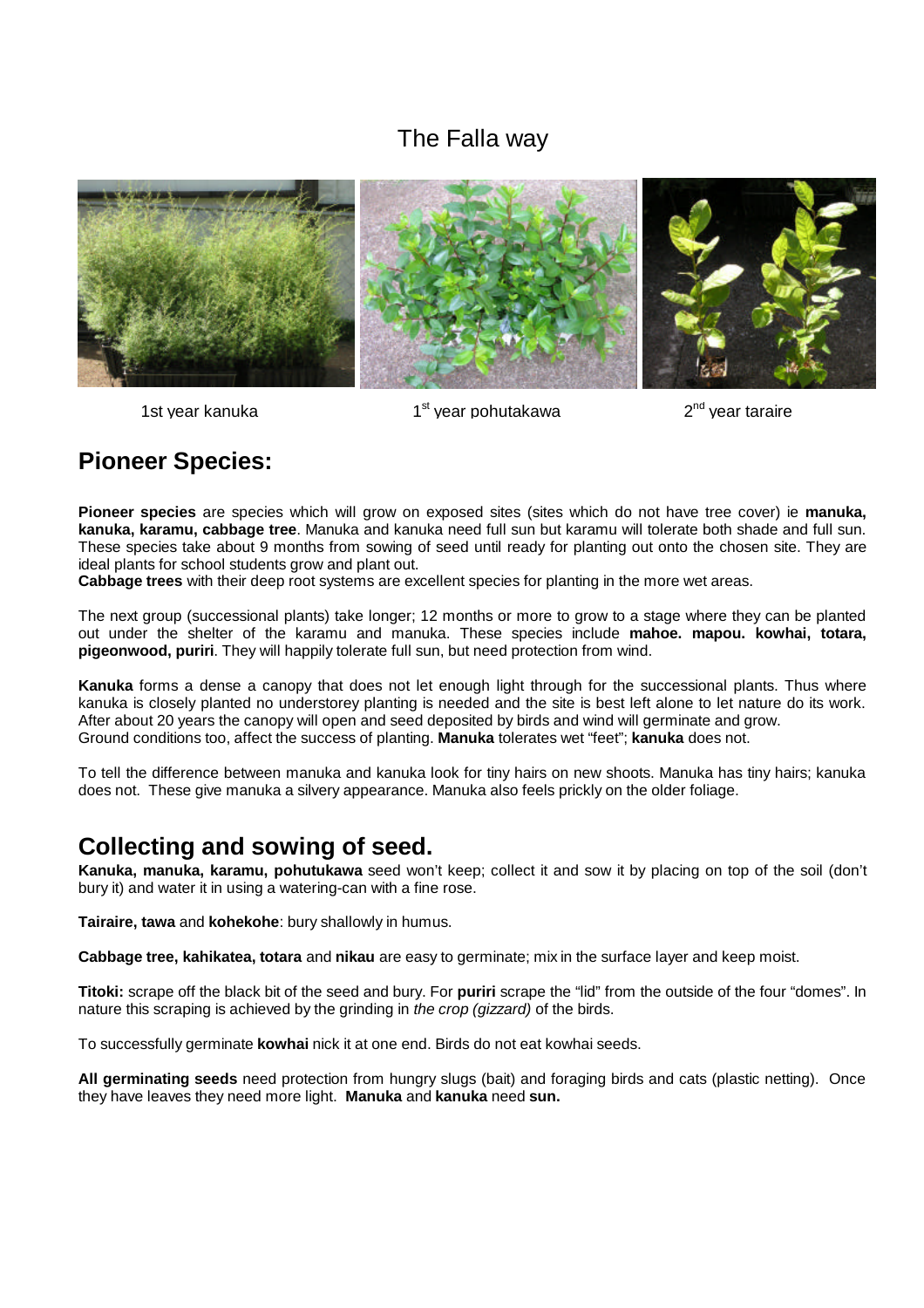# The Falla way

1st year kanuka | 1st year pohutakawa | 2nd year taraire

## Pioneer Species:

**Pioneer species** are species which will grow on exposed sites (sites which do not have tree cover) ie **manuka, kanuka, karamu, cabbage tree**. Manuka and kanuka need full sun but karamu will tolerate both shade and full sun. These species take about 9 months from sowing of seed until ready for planting out onto the chosen site. They are ideal plants for school students grow and plant out.

**Cabbage trees** with their deep root systems are excellent species for planting in the more wet areas.

The next group (successional plants) take longer; 12 months or more to grow to a stage where they can be planted out under the shelter of the karamu and manuka. These species include **mahoe. mapou. kowhai, totara, pigeonwood, puriri**. They will happily tolerate full sun, but need protection from wind.

**Kanuka** forms a dense a canopy that does not let enough light through for the successional plants. Thus where kanuka is closely planted no understorey planting is needed and the site is best left alone to let nature do its work. After about 20 years the canopy will open and seed deposited by birds and wind will germinate and grow.
Ground conditions too, affect the success of planting. **Manuka** tolerates wet "feet"; **kanuka** does not.

To tell the difference between manuka and kanuka look for tiny hairs on new shoots. Manuka has tiny hairs; kanuka does not. These give manuka a silvery appearance. Manuka also feels prickly on the older foliage.

## Collecting and sowing of seed.

**Kanuka, manuka, karamu, pohutukawa** seed won't keep; collect it and sow it by placing on top of the soil (don't bury it) and water it in using a watering-can with a fine rose.

**Tairaire, tawa** and **kohekohe**: bury shallowly in humus.

**Cabbage tree, kahikatea, totara** and **nikau** are easy to germinate; mix in the surface layer and keep moist.

**Titoki:** scrape off the black bit of the seed and bury. For **puriri** scrape the "lid" from the outside of the four "domes". In nature this scraping is achieved by the grinding in *the crop (gizzard)* of the birds.

To successfully germinate **kowhai** nick it at one end. Birds do not eat kowhai seeds.

**All germinating seeds** need protection from hungry slugs (bait) and foraging birds and cats (plastic netting). Once they have leaves they need more light. **Manuka** and **kanuka** need **sun.**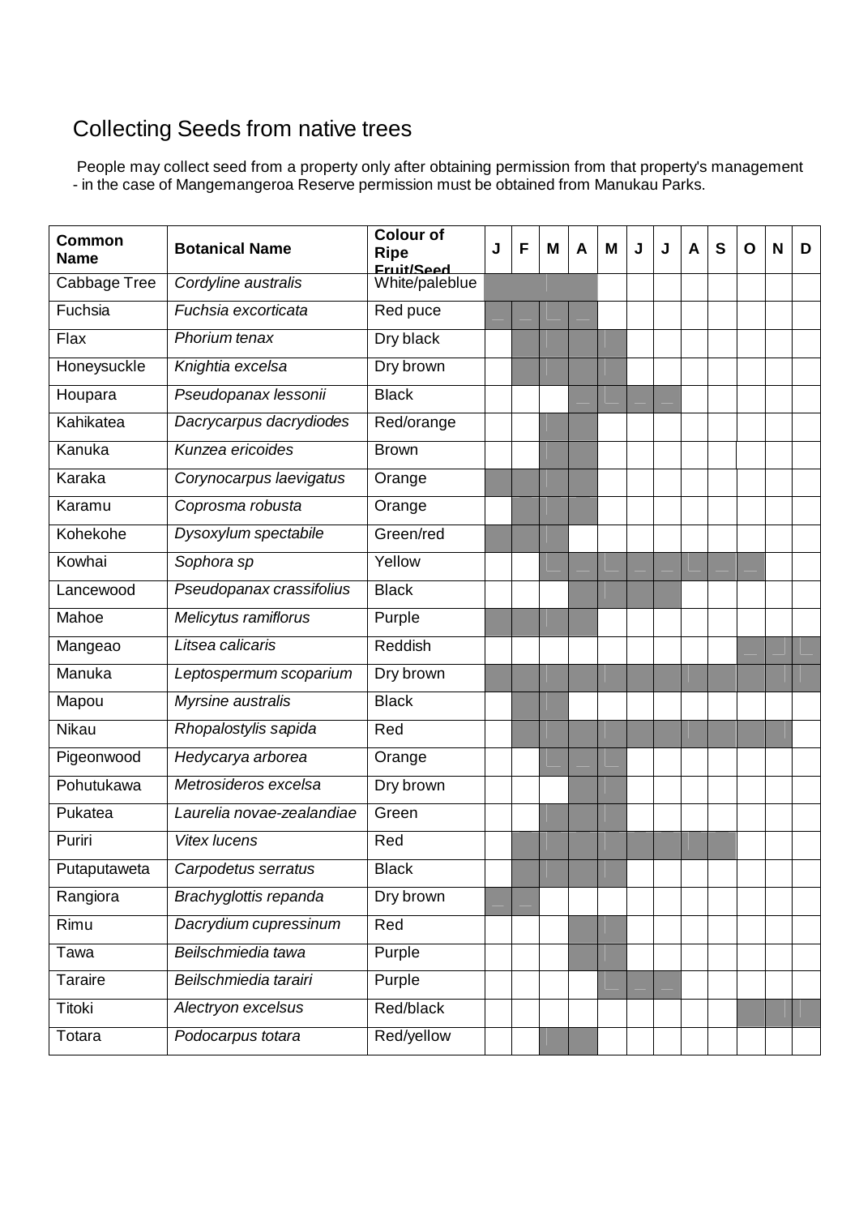# Collecting Seeds from native trees

People may collect seed from a property only after obtaining permission from that property's management - in the case of Mangemangeroa Reserve permission must be obtained from Manukau Parks.

| Common Name | Botanical Name | Colour of Ripe Fruit/Seed | J | F | M | A | M | J | J | A | S | O | N | D |
|---|---|---|---|---|---|---|---|---|---|---|---|---|---|---|
| Cabbage Tree | *Cordyline australis* | White/paleblue | ■ | ■ | ■ | ■ | | | | | | | | |
| Fuchsia | *Fuchsia excorticata* | Red puce | ■ | ■ | ■ | ■ | | | | | | | | |
| Flax | *Phorium tenax* | Dry black | | ■ | ■ | ■ | ■ | | | | | | | |
| Honeysuckle | *Knightia excelsa* | Dry brown | | ■ | ■ | ■ | ■ | | | | | | | |
| Houpara | *Pseudopanax lessonii* | Black | | | | ■ | ■ | ■ | ■ | | | | | |
| Kahikatea | *Dacrycarpus dacrydiodes* | Red/orange | | | ■ | ■ | | | | | | | | |
| Kanuka | *Kunzea ericoides* | Brown | | | ■ | ■ | | | | | | | | |
| Karaka | *Corynocarpus laevigatus* | Orange | ■ | ■ | ■ | ■ | | | | | | | | |
| Karamu | *Coprosma robusta* | Orange | | ■ | ■ | ■ | | | | | | | | |
| Kohekohe | *Dysoxylum spectabile* | Green/red | ■ | ■ | ■ | | | | | | | | | |
| Kowhai | *Sophora sp* | Yellow | | | ■ | ■ | ■ | ■ | ■ | ■ | ■ | ■ | | |
| Lancewood | *Pseudopanax crassifolius* | Black | | | | ■ | ■ | ■ | ■ | | | | | |
| Mahoe | *Melicytus ramiflorus* | Purple | ■ | ■ | ■ | ■ | | | | | | | | |
| Mangeao | *Litsea calicaris* | Reddish | | | | | | | | | | ■ | ■ | ■ |
| Manuka | *Leptospermum scoparium* | Dry brown | ■ | ■ | ■ | ■ | ■ | ■ | ■ | ■ | ■ | ■ | ■ | ■ |
| Mapou | *Myrsine australis* | Black | | ■ | ■ | | | | | | | | | |
| Nikau | *Rhopalostylis sapida* | Red | | ■ | ■ | ■ | ■ | ■ | ■ | ■ | ■ | ■ | ■ | |
| Pigeonwood | *Hedycarya arborea* | Orange | | | ■ | ■ | ■ | | | | | | | |
| Pohutukawa | *Metrosideros excelsa* | Dry brown | | | | ■ | ■ | | | | | | | |
| Pukatea | *Laurelia novae-zealandiae* | Green | | | ■ | ■ | ■ | | | | | | | |
| Puriri | *Vitex lucens* | Red | | ■ | ■ | ■ | ■ | ■ | ■ | ■ | ■ | | | |
| Putaputaweta | *Carpodetus serratus* | Black | | ■ | ■ | ■ | ■ | | | | | | | |
| Rangiora | *Brachyglottis repanda* | Dry brown | ■ | ■ | | | | | | | | | | |
| Rimu | *Dacrydium cupressinum* | Red | | | | ■ | ■ | | | | | | | |
| Tawa | *Beilschmiedia tawa* | Purple | | | | ■ | ■ | | | | | | | |
| Taraire | *Beilschmiedia tarairi* | Purple | | | | | ■ | ■ | ■ | | | | | |
| Titoki | *Alectryon excelsus* | Red/black | | | | | | | | | | ■ | ■ | ■ |
| Totara | *Podocarpus totara* | Red/yellow | | | ■ | ■ | | | | | | | | |